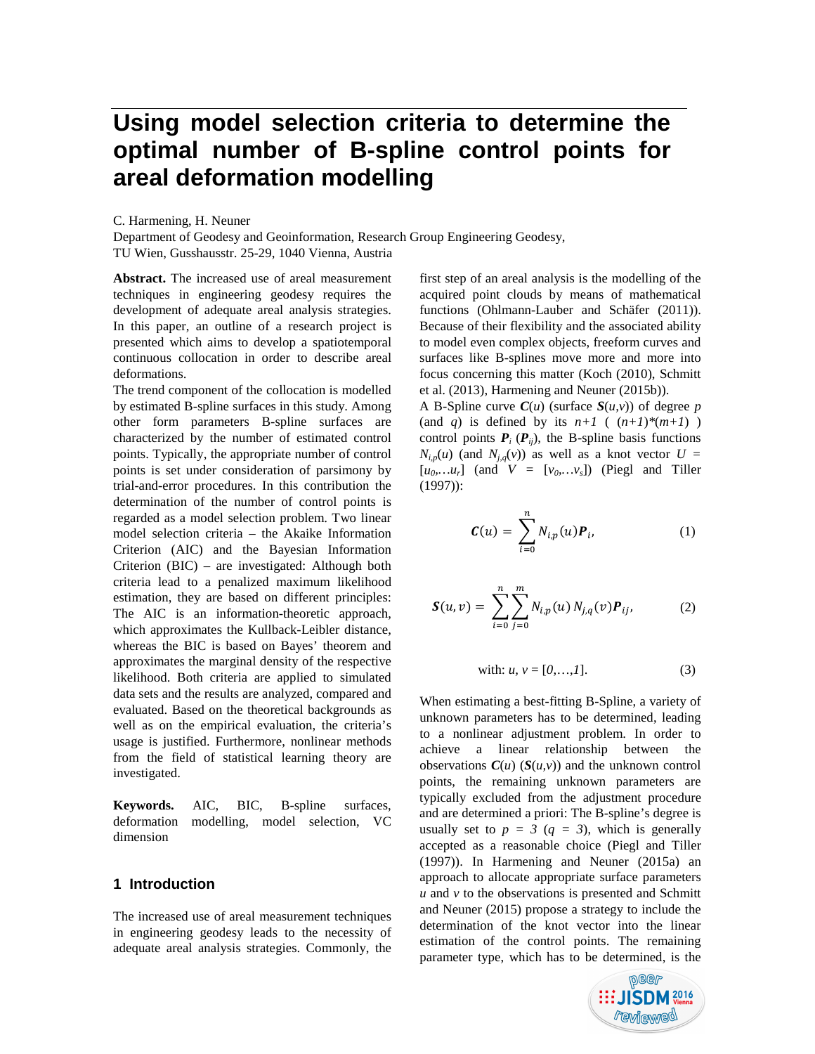# Using model selection criteria to determine the optimal number of B-spline control points for areal deformation modelling

C. Harmening, H. Neuner

Department of Geodesy and Geoinformation, Research Group Engineering Geodesy, TU Wien, Gusshausstr. 25-29, 1040 Vienna, Austria

**Abstract.** The increased use of areal measurement techniques in engineering geodesy requires the development of adequate areal analysis strategies. In this paper, an outline of a research project is presented which aims to develop a spatiotemporal continuous collocation in order to describe areal deformations.

The trend component of the collocation is modelled by estimated B-spline surfaces in this study. Among other form parameters B-spline surfaces are characterized by the number of estimated control points. Typically, the appropriate number of control points is set under consideration of parsimony by trial-and-error procedures. In this contribution the determination of the number of control points is regarded as a model selection problem. Two linear model selection criteria – the Akaike Information Criterion (AIC) and the Bayesian Information Criterion (BIC) – are investigated: Although both criteria lead to a penalized maximum likelihood estimation, they are based on different principles: The AIC is an information-theoretic approach, which approximates the Kullback-Leibler distance, whereas the BIC is based on Bayes' theorem and approximates the marginal density of the respective likelihood. Both criteria are applied to simulated data sets and the results are analyzed, compared and evaluated. Based on the theoretical backgrounds as well as on the empirical evaluation, the criteria's usage is justified. Furthermore, nonlinear methods from the field of statistical learning theory are investigated.

**Keywords.** AIC, BIC, B-spline surfaces, deformation modelling, model selection, VC dimension

## 1 Introduction

The increased use of areal measurement techniques in engineering geodesy leads to the necessity of adequate areal analysis strategies. Commonly, the first step of an areal analysis is the modelling of the acquired point clouds by means of mathematical functions (Ohlmann-Lauber and Schäfer (2011)). Because of their flexibility and the associated ability to model even complex objects, freeform curves and surfaces like B-splines move more and more into focus concerning this matter (Koch (2010), Schmitt et al. (2013), Harmening and Neuner (2015b)).

A B-Spline curve $\boldsymbol{C}(u)$ (surface $\boldsymbol{S}(u,v)$) of degree $p$ (and $q$) is defined by its $n+1$ ( $(n+1)*(m+1)$ ) control points $\boldsymbol{P}_i$ ($\boldsymbol{P}_{ij}$), the B-spline basis functions $N_{i,p}(u)$ (and $N_{j,q}(v)$) as well as a knot vector $U = [u_0,\ldots u_r]$ (and $V = [v_0,\ldots,v_s]$) (Piegl and Tiller (1997)):

$$\boldsymbol{C}(u) = \sum_{i=0}^{n} N_{i,p}(u)\boldsymbol{P}_i, \tag{1}$$

$$\boldsymbol{S}(u,v) = \sum_{i=0}^{n}\sum_{j=0}^{m} N_{i,p}(u)\,N_{j,q}(v)\boldsymbol{P}_{ij}, \tag{2}$$

$$\text{with: } u, v = [0,\ldots,1]. \tag{3}$$

When estimating a best-fitting B-Spline, a variety of unknown parameters has to be determined, leading to a nonlinear adjustment problem. In order to achieve a linear relationship between the observations $\boldsymbol{C}(u)$ ($\boldsymbol{S}(u,v)$) and the unknown control points, the remaining unknown parameters are typically excluded from the adjustment procedure and are determined a priori: The B-spline's degree is usually set to $p = 3$ ($q = 3$), which is generally accepted as a reasonable choice (Piegl and Tiller (1997)). In Harmening and Neuner (2015a) an approach to allocate appropriate surface parameters $u$ and $v$ to the observations is presented and Schmitt and Neuner (2015) propose a strategy to include the determination of the knot vector into the linear estimation of the control points. The remaining parameter type, which has to be determined, is the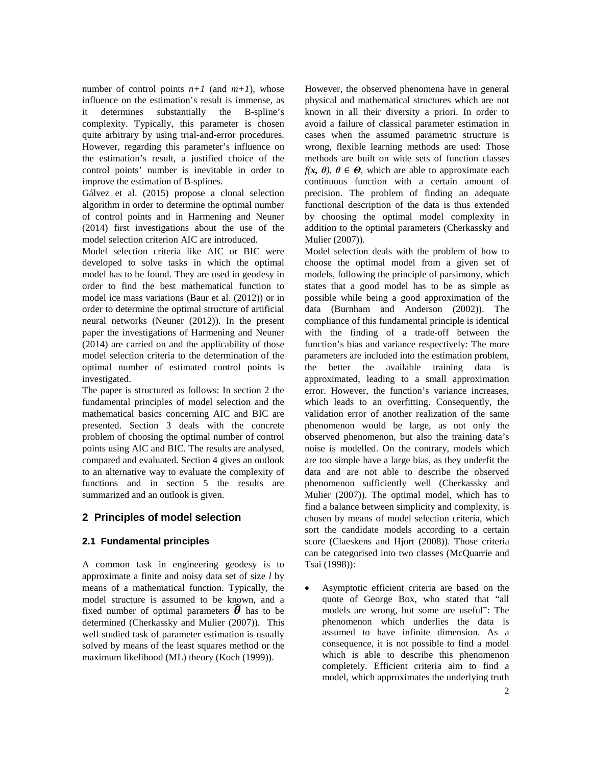number of control points $n+1$ (and $m+1$), whose influence on the estimation's result is immense, as it determines substantially the B-spline's complexity. Typically, this parameter is chosen quite arbitrary by using trial-and-error procedures. However, regarding this parameter's influence on the estimation's result, a justified choice of the control points' number is inevitable in order to improve the estimation of B-splines.

Gálvez et al. (2015) propose a clonal selection algorithm in order to determine the optimal number of control points and in Harmening and Neuner (2014) first investigations about the use of the model selection criterion AIC are introduced.

Model selection criteria like AIC or BIC were developed to solve tasks in which the optimal model has to be found. They are used in geodesy in order to find the best mathematical function to model ice mass variations (Baur et al. (2012)) or in order to determine the optimal structure of artificial neural networks (Neuner (2012)). In the present paper the investigations of Harmening and Neuner (2014) are carried on and the applicability of those model selection criteria to the determination of the optimal number of estimated control points is investigated.

The paper is structured as follows: In section 2 the fundamental principles of model selection and the mathematical basics concerning AIC and BIC are presented. Section 3 deals with the concrete problem of choosing the optimal number of control points using AIC and BIC. The results are analysed, compared and evaluated. Section 4 gives an outlook to an alternative way to evaluate the complexity of functions and in section 5 the results are summarized and an outlook is given.

## 2 Principles of model selection

### 2.1 Fundamental principles

A common task in engineering geodesy is to approximate a finite and noisy data set of size $l$ by means of a mathematical function. Typically, the model structure is assumed to be known, and a fixed number of optimal parameters $\widehat{\boldsymbol{\theta}}$ has to be determined (Cherkassky and Mulier (2007)). This well studied task of parameter estimation is usually solved by means of the least squares method or the maximum likelihood (ML) theory (Koch (1999)).

However, the observed phenomena have in general physical and mathematical structures which are not known in all their diversity a priori. In order to avoid a failure of classical parameter estimation in cases when the assumed parametric structure is wrong, flexible learning methods are used: Those methods are built on wide sets of function classes $f(\mathbf{x}, \theta)$, $\theta \in \boldsymbol{\Theta}$, which are able to approximate each continuous function with a certain amount of precision. The problem of finding an adequate functional description of the data is thus extended by choosing the optimal model complexity in addition to the optimal parameters (Cherkassky and Mulier (2007)).

Model selection deals with the problem of how to choose the optimal model from a given set of models, following the principle of parsimony, which states that a good model has to be as simple as possible while being a good approximation of the data (Burnham and Anderson (2002)). The compliance of this fundamental principle is identical with the finding of a trade-off between the function's bias and variance respectively: The more parameters are included into the estimation problem, the better the available training data is approximated, leading to a small approximation error. However, the function's variance increases, which leads to an overfitting. Consequently, the validation error of another realization of the same phenomenon would be large, as not only the observed phenomenon, but also the training data's noise is modelled. On the contrary, models which are too simple have a large bias, as they underfit the data and are not able to describe the observed phenomenon sufficiently well (Cherkassky and Mulier (2007)). The optimal model, which has to find a balance between simplicity and complexity, is chosen by means of model selection criteria, which sort the candidate models according to a certain score (Claeskens and Hjort (2008)). Those criteria can be categorised into two classes (McQuarrie and Tsai (1998)):

- Asymptotic efficient criteria are based on the quote of George Box, who stated that "all models are wrong, but some are useful": The phenomenon which underlies the data is assumed to have infinite dimension. As a consequence, it is not possible to find a model which is able to describe this phenomenon completely. Efficient criteria aim to find a model, which approximates the underlying truth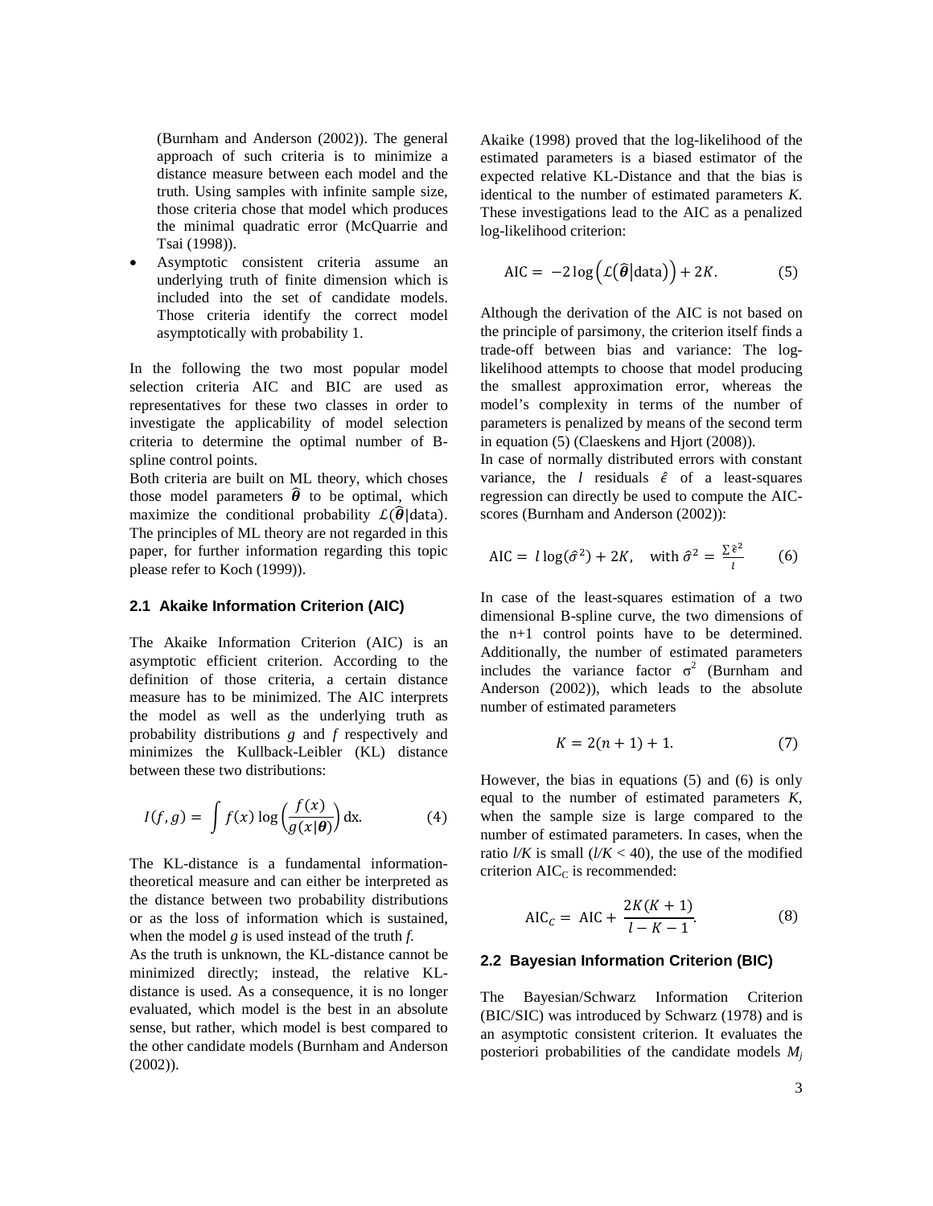(Burnham and Anderson (2002)). The general approach of such criteria is to minimize a distance measure between each model and the truth. Using samples with infinite sample size, those criteria chose that model which produces the minimal quadratic error (McQuarrie and Tsai (1998)).

- Asymptotic consistent criteria assume an underlying truth of finite dimension which is included into the set of candidate models. Those criteria identify the correct model asymptotically with probability 1.

In the following the two most popular model selection criteria AIC and BIC are used as representatives for these two classes in order to investigate the applicability of model selection criteria to determine the optimal number of B-spline control points.

Both criteria are built on ML theory, which choses those model parameters $\hat{\boldsymbol{\theta}}$ to be optimal, which maximize the conditional probability $\mathcal{L}(\hat{\boldsymbol{\theta}}|\text{data})$. The principles of ML theory are not regarded in this paper, for further information regarding this topic please refer to Koch (1999)).

### 2.1 Akaike Information Criterion (AIC)

The Akaike Information Criterion (AIC) is an asymptotic efficient criterion. According to the definition of those criteria, a certain distance measure has to be minimized. The AIC interprets the model as well as the underlying truth as probability distributions *g* and *f* respectively and minimizes the Kullback-Leibler (KL) distance between these two distributions:

$$I(f,g) = \int f(x) \log\left(\frac{f(x)}{g(x|\boldsymbol{\theta})}\right) \mathrm{dx}. \tag{4}$$

The KL-distance is a fundamental information-theoretical measure and can either be interpreted as the distance between two probability distributions or as the loss of information which is sustained, when the model *g* is used instead of the truth *f*.

As the truth is unknown, the KL-distance cannot be minimized directly; instead, the relative KL-distance is used. As a consequence, it is no longer evaluated, which model is the best in an absolute sense, but rather, which model is best compared to the other candidate models (Burnham and Anderson (2002)).

Akaike (1998) proved that the log-likelihood of the estimated parameters is a biased estimator of the expected relative KL-Distance and that the bias is identical to the number of estimated parameters *K*. These investigations lead to the AIC as a penalized log-likelihood criterion:

$$\text{AIC} = -2\log\left(\mathcal{L}(\hat{\boldsymbol{\theta}}|\text{data})\right) + 2K. \tag{5}$$

Although the derivation of the AIC is not based on the principle of parsimony, the criterion itself finds a trade-off between bias and variance: The log-likelihood attempts to choose that model producing the smallest approximation error, whereas the model's complexity in terms of the number of parameters is penalized by means of the second term in equation (5) (Claeskens and Hjort (2008)).

In case of normally distributed errors with constant variance, the $l$ residuals $\hat{\varepsilon}$ of a least-squares regression can directly be used to compute the AIC-scores (Burnham and Anderson (2002)):

$$\text{AIC} = l\log(\hat{\sigma}^2) + 2K, \quad \text{with } \hat{\sigma}^2 = \frac{\sum \hat{\varepsilon}^2}{l} \tag{6}$$

In case of the least-squares estimation of a two dimensional B-spline curve, the two dimensions of the n+1 control points have to be determined. Additionally, the number of estimated parameters includes the variance factor $\sigma^2$ (Burnham and Anderson (2002)), which leads to the absolute number of estimated parameters

$$K = 2(n+1) + 1. \tag{7}$$

However, the bias in equations (5) and (6) is only equal to the number of estimated parameters *K*, when the sample size is large compared to the number of estimated parameters. In cases, when the ratio $l/K$ is small ($l/K < 40$), the use of the modified criterion $\text{AIC}_C$ is recommended:

$$\text{AIC}_C = \text{AIC} + \frac{2K(K+1)}{l-K-1}. \tag{8}$$

### 2.2 Bayesian Information Criterion (BIC)

The Bayesian/Schwarz Information Criterion (BIC/SIC) was introduced by Schwarz (1978) and is an asymptotic consistent criterion. It evaluates the posteriori probabilities of the candidate models $M_j$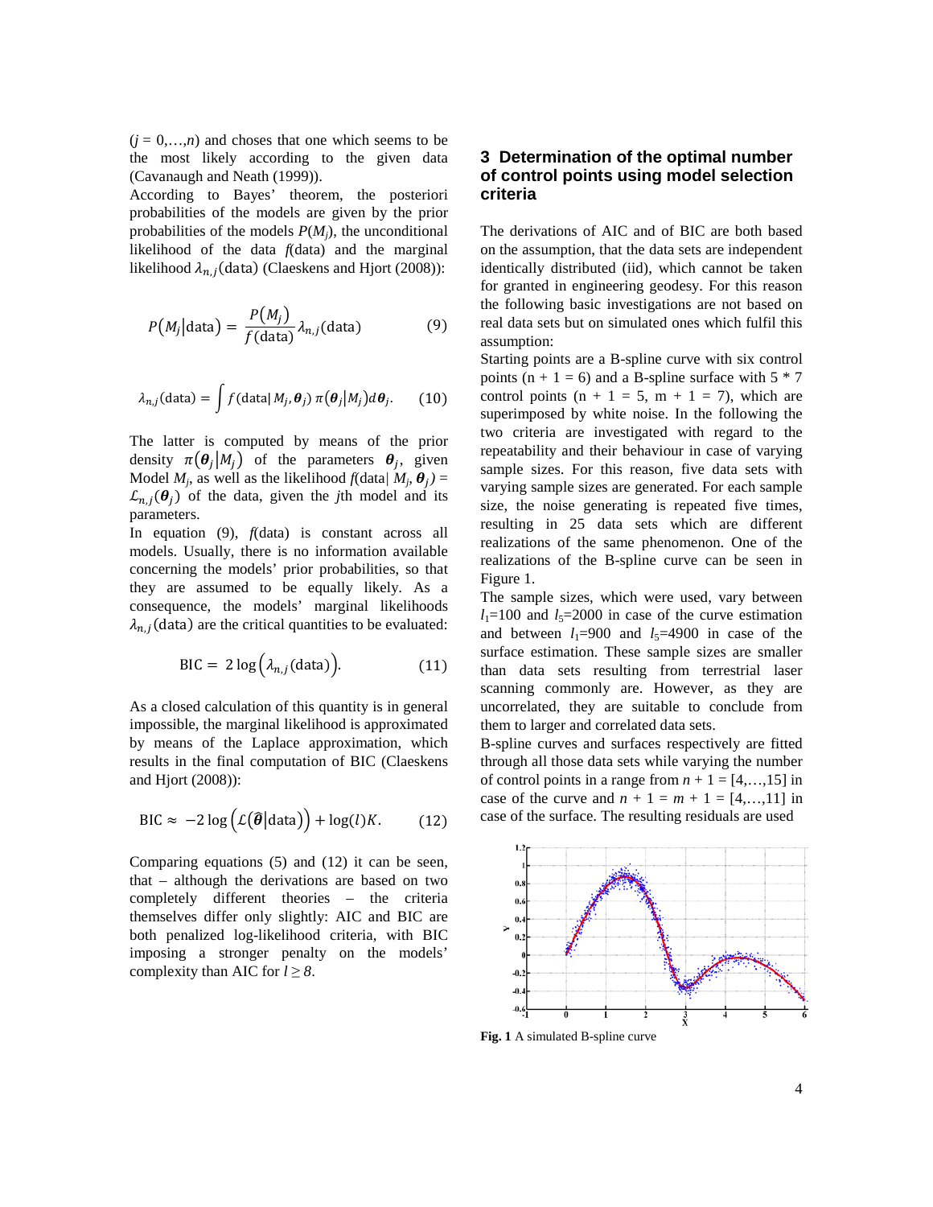($j = 0,\ldots,n$) and choses that one which seems to be the most likely according to the given data (Cavanaugh and Neath (1999)).

According to Bayes' theorem, the posteriori probabilities of the models are given by the prior probabilities of the models $P(M_j)$, the unconditional likelihood of the data $f$(data) and the marginal likelihood $\lambda_{n,j}(\text{data})$ (Claeskens and Hjort (2008)):

$$P(M_j|\text{data}) = \frac{P(M_j)}{f(\text{data})}\lambda_{n,j}(\text{data}) \tag{9}$$

$$\lambda_{n,j}(\text{data}) = \int f(\text{data}|\,M_j,\boldsymbol{\theta}_j)\,\pi(\boldsymbol{\theta}_j|M_j)d\boldsymbol{\theta}_j. \tag{10}$$

The latter is computed by means of the prior density $\pi(\boldsymbol{\theta}_j|M_j)$ of the parameters $\boldsymbol{\theta}_j$, given Model $M_j$, as well as the likelihood $f(\text{data}|\,M_j, \boldsymbol{\theta}_j) = \mathcal{L}_{n,j}(\boldsymbol{\theta}_j)$ of the data, given the $j$th model and its parameters.

In equation (9), $f$(data) is constant across all models. Usually, there is no information available concerning the models' prior probabilities, so that they are assumed to be equally likely. As a consequence, the models' marginal likelihoods $\lambda_{n,j}(\text{data})$ are the critical quantities to be evaluated:

$$\text{BIC} = 2\log\left(\lambda_{n,j}(\text{data})\right). \tag{11}$$

As a closed calculation of this quantity is in general impossible, the marginal likelihood is approximated by means of the Laplace approximation, which results in the final computation of BIC (Claeskens and Hjort (2008)):

$$\text{BIC} \approx -2\log\left(\mathcal{L}(\hat{\boldsymbol{\theta}}|\text{data})\right) + \log(l)K. \tag{12}$$

Comparing equations (5) and (12) it can be seen, that – although the derivations are based on two completely different theories – the criteria themselves differ only slightly: AIC and BIC are both penalized log-likelihood criteria, with BIC imposing a stronger penalty on the models' complexity than AIC for $l \geq 8$.

## 3 Determination of the optimal number of control points using model selection criteria

The derivations of AIC and of BIC are both based on the assumption, that the data sets are independent identically distributed (iid), which cannot be taken for granted in engineering geodesy. For this reason the following basic investigations are not based on real data sets but on simulated ones which fulfil this assumption:

Starting points are a B-spline curve with six control points ($n + 1 = 6$) and a B-spline surface with 5 * 7 control points ($n + 1 = 5$, $m + 1 = 7$), which are superimposed by white noise. In the following the two criteria are investigated with regard to the repeatability and their behaviour in case of varying sample sizes. For this reason, five data sets with varying sample sizes are generated. For each sample size, the noise generating is repeated five times, resulting in 25 data sets which are different realizations of the same phenomenon. One of the realizations of the B-spline curve can be seen in Figure 1.

The sample sizes, which were used, vary between $l_1$=100 and $l_5$=2000 in case of the curve estimation and between $l_1$=900 and $l_5$=4900 in case of the surface estimation. These sample sizes are smaller than data sets resulting from terrestrial laser scanning commonly are. However, as they are uncorrelated, they are suitable to conclude from them to larger and correlated data sets.

B-spline curves and surfaces respectively are fitted through all those data sets while varying the number of control points in a range from $n + 1 = [4,\ldots,15]$ in case of the curve and $n + 1 = m + 1 = [4,\ldots,11]$ in case of the surface. The resulting residuals are used

**Fig. 1** A simulated B-spline curve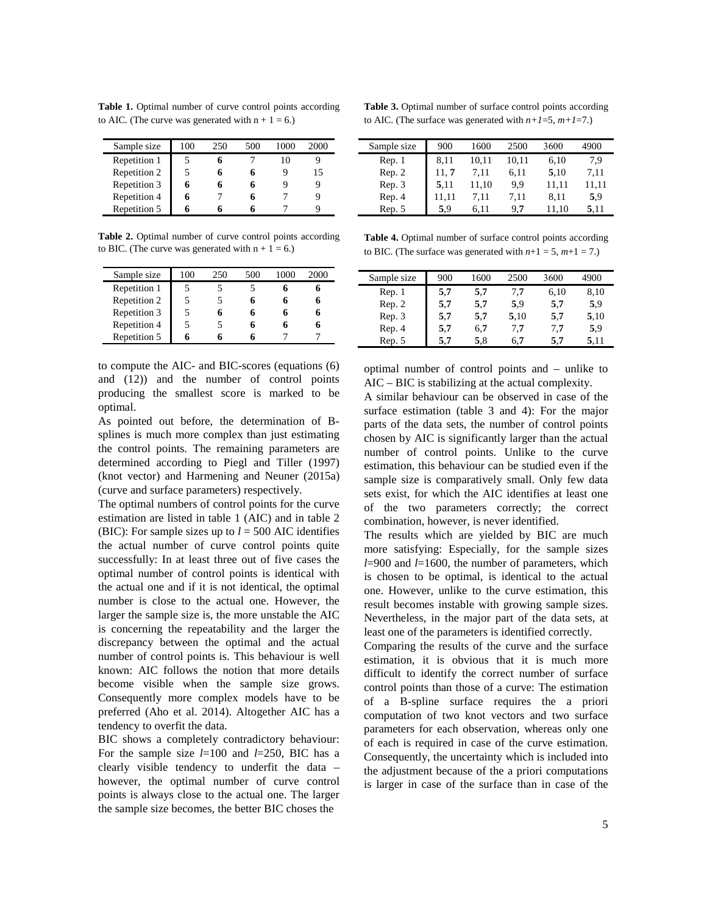**Table 1.** Optimal number of curve control points according to AIC. (The curve was generated with $n + 1 = 6$.)

| Sample size | 100 | 250 | 500 | 1000 | 2000 |
|---|---|---|---|---|---|
| Repetition 1 | 5 | **6** | 7 | 10 | 9 |
| Repetition 2 | 5 | **6** | **6** | 9 | 15 |
| Repetition 3 | **6** | **6** | **6** | 9 | 9 |
| Repetition 4 | **6** | 7 | **6** | 7 | 9 |
| Repetition 5 | **6** | **6** | **6** | 7 | 9 |

**Table 2.** Optimal number of curve control points according to BIC. (The curve was generated with $n + 1 = 6$.)

| Sample size | 100 | 250 | 500 | 1000 | 2000 |
|---|---|---|---|---|---|
| Repetition 1 | 5 | 5 | 5 | **6** | **6** |
| Repetition 2 | 5 | 5 | **6** | **6** | **6** |
| Repetition 3 | 5 | **6** | **6** | **6** | **6** |
| Repetition 4 | 5 | 5 | **6** | **6** | **6** |
| Repetition 5 | **6** | **6** | **6** | 7 | 7 |

to compute the AIC- and BIC-scores (equations (6) and (12)) and the number of control points producing the smallest score is marked to be optimal.

As pointed out before, the determination of B-splines is much more complex than just estimating the control points. The remaining parameters are determined according to Piegl and Tiller (1997) (knot vector) and Harmening and Neuner (2015a) (curve and surface parameters) respectively.

The optimal numbers of control points for the curve estimation are listed in table 1 (AIC) and in table 2 (BIC): For sample sizes up to $l = 500$ AIC identifies the actual number of curve control points quite successfully: In at least three out of five cases the optimal number of control points is identical with the actual one and if it is not identical, the optimal number is close to the actual one. However, the larger the sample size is, the more unstable the AIC is concerning the repeatability and the larger the discrepancy between the optimal and the actual number of control points is. This behaviour is well known: AIC follows the notion that more details become visible when the sample size grows. Consequently more complex models have to be preferred (Aho et al. 2014). Altogether AIC has a tendency to overfit the data.

BIC shows a completely contradictory behaviour: For the sample size $l$=100 and $l$=250, BIC has a clearly visible tendency to underfit the data – however, the optimal number of curve control points is always close to the actual one. The larger the sample size becomes, the better BIC choses the optimal number of control points and – unlike to AIC – BIC is stabilizing at the actual complexity.

**Table 3.** Optimal number of surface control points according to AIC. (The surface was generated with $n+1$=5, $m+1$=7.)

| Sample size | 900 | 1600 | 2500 | 3600 | 4900 |
|---|---|---|---|---|---|
| Rep. 1 | 8,11 | 10,11 | 10,11 | 6,10 | 7,9 |
| Rep. 2 | 11, **7** | 7,11 | 6,11 | **5**,10 | 7,11 |
| Rep. 3 | **5**,11 | 11,10 | 9,9 | 11,11 | 11,11 |
| Rep. 4 | 11,11 | 7,11 | 7,11 | 8,11 | **5**,9 |
| Rep. 5 | **5**,9 | 6,11 | 9,**7** | 11,10 | **5**,11 |

**Table 4.** Optimal number of surface control points according to BIC. (The surface was generated with $n$+1 = 5, $m$+1 = 7.)

| Sample size | 900 | 1600 | 2500 | 3600 | 4900 |
|---|---|---|---|---|---|
| Rep. 1 | **5**,**7** | **5**,**7** | 7,**7** | 6,10 | 8,10 |
| Rep. 2 | **5**,**7** | **5**,**7** | **5**,9 | **5**,**7** | **5**,9 |
| Rep. 3 | **5**,**7** | **5**,**7** | **5**,10 | **5**,**7** | **5**,10 |
| Rep. 4 | **5**,**7** | 6,**7** | 7,**7** | 7,**7** | **5**,9 |
| Rep. 5 | **5**,**7** | **5**,8 | 6,**7** | **5**,**7** | **5**,11 |

A similar behaviour can be observed in case of the surface estimation (table 3 and 4): For the major parts of the data sets, the number of control points chosen by AIC is significantly larger than the actual number of control points. Unlike to the curve estimation, this behaviour can be studied even if the sample size is comparatively small. Only few data sets exist, for which the AIC identifies at least one of the two parameters correctly; the correct combination, however, is never identified.

The results which are yielded by BIC are much more satisfying: Especially, for the sample sizes $l$=900 and $l$=1600, the number of parameters, which is chosen to be optimal, is identical to the actual one. However, unlike to the curve estimation, this result becomes instable with growing sample sizes. Nevertheless, in the major part of the data sets, at least one of the parameters is identified correctly.

Comparing the results of the curve and the surface estimation, it is obvious that it is much more difficult to identify the correct number of surface control points than those of a curve: The estimation of a B-spline surface requires the a priori computation of two knot vectors and two surface parameters for each observation, whereas only one of each is required in case of the curve estimation. Consequently, the uncertainty which is included into the adjustment because of the a priori computations is larger in case of the surface than in case of the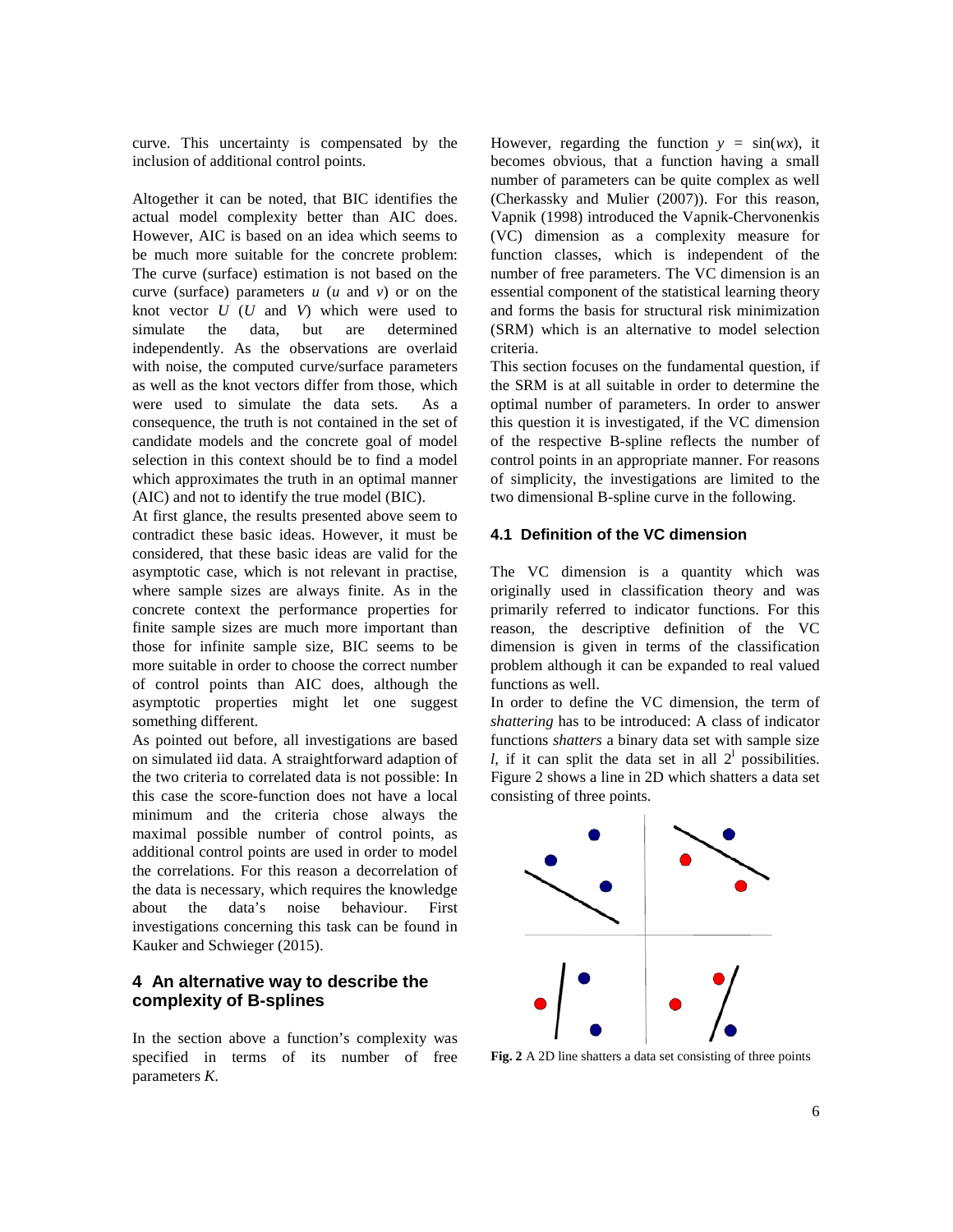curve. This uncertainty is compensated by the inclusion of additional control points.

Altogether it can be noted, that BIC identifies the actual model complexity better than AIC does. However, AIC is based on an idea which seems to be much more suitable for the concrete problem: The curve (surface) estimation is not based on the curve (surface) parameters $u$ ($u$ and $v$) or on the knot vector $U$ ($U$ and $V$) which were used to simulate the data, but are determined independently. As the observations are overlaid with noise, the computed curve/surface parameters as well as the knot vectors differ from those, which were used to simulate the data sets. As a consequence, the truth is not contained in the set of candidate models and the concrete goal of model selection in this context should be to find a model which approximates the truth in an optimal manner (AIC) and not to identify the true model (BIC).

At first glance, the results presented above seem to contradict these basic ideas. However, it must be considered, that these basic ideas are valid for the asymptotic case, which is not relevant in practise, where sample sizes are always finite. As in the concrete context the performance properties for finite sample sizes are much more important than those for infinite sample size, BIC seems to be more suitable in order to choose the correct number of control points than AIC does, although the asymptotic properties might let one suggest something different.

As pointed out before, all investigations are based on simulated iid data. A straightforward adaption of the two criteria to correlated data is not possible: In this case the score-function does not have a local minimum and the criteria chose always the maximal possible number of control points, as additional control points are used in order to model the correlations. For this reason a decorrelation of the data is necessary, which requires the knowledge about the data's noise behaviour. First investigations concerning this task can be found in Kauker and Schwieger (2015).

## 4 An alternative way to describe the complexity of B-splines

In the section above a function's complexity was specified in terms of its number of free parameters $K$. However, regarding the function $y = \sin(wx)$, it becomes obvious, that a function having a small number of parameters can be quite complex as well (Cherkassky and Mulier (2007)). For this reason, Vapnik (1998) introduced the Vapnik-Chervonenkis (VC) dimension as a complexity measure for function classes, which is independent of the number of free parameters. The VC dimension is an essential component of the statistical learning theory and forms the basis for structural risk minimization (SRM) which is an alternative to model selection criteria.

This section focuses on the fundamental question, if the SRM is at all suitable in order to determine the optimal number of parameters. In order to answer this question it is investigated, if the VC dimension of the respective B-spline reflects the number of control points in an appropriate manner. For reasons of simplicity, the investigations are limited to the two dimensional B-spline curve in the following.

### 4.1 Definition of the VC dimension

The VC dimension is a quantity which was originally used in classification theory and was primarily referred to indicator functions. For this reason, the descriptive definition of the VC dimension is given in terms of the classification problem although it can be expanded to real valued functions as well.

In order to define the VC dimension, the term of *shattering* has to be introduced: A class of indicator functions *shatters* a binary data set with sample size $l$, if it can split the data set in all $2^l$ possibilities. Figure 2 shows a line in 2D which shatters a data set consisting of three points.

**Fig. 2** A 2D line shatters a data set consisting of three points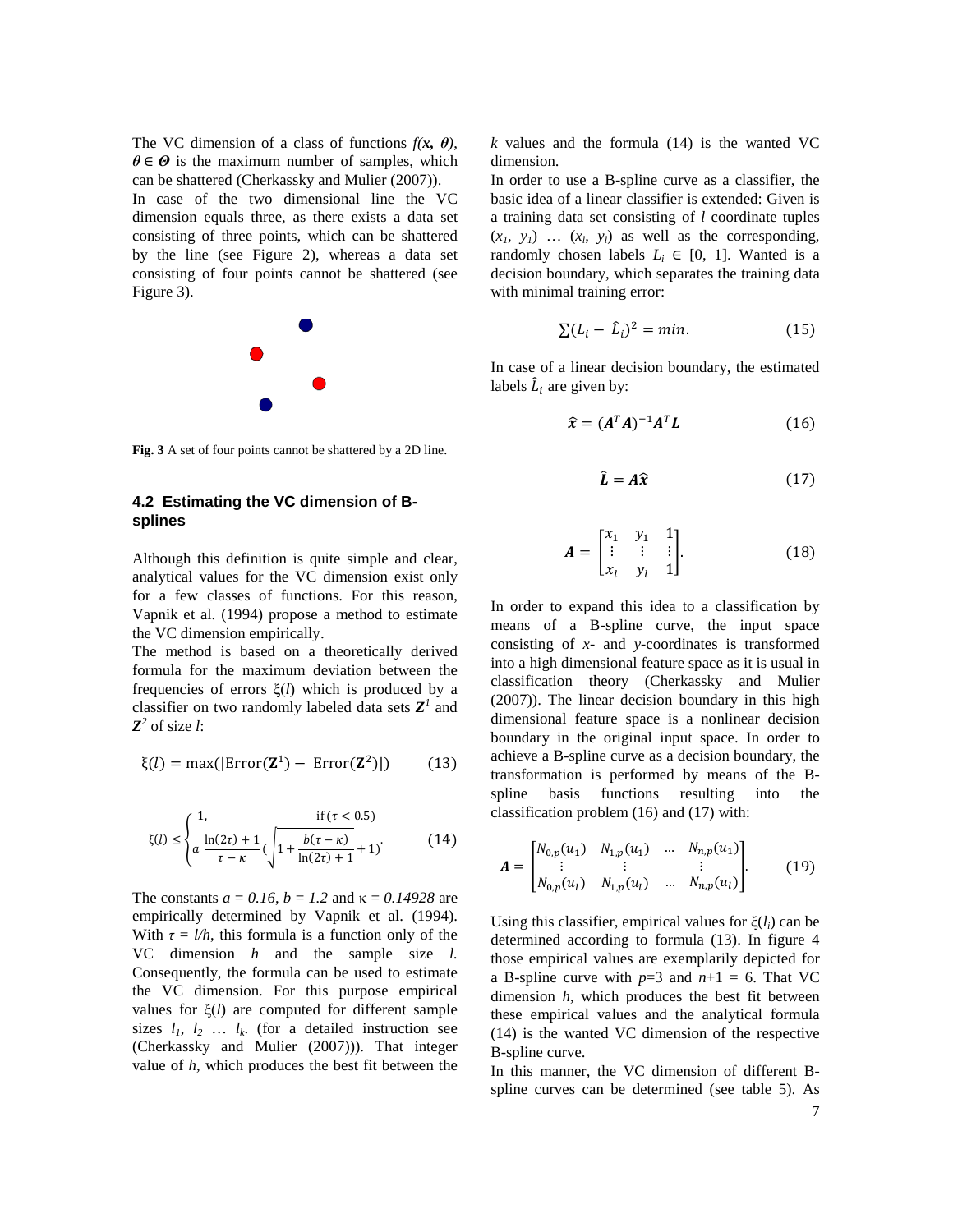The VC dimension of a class of functions $f(\boldsymbol{x}, \boldsymbol{\theta})$, $\boldsymbol{\theta} \in \boldsymbol{\Theta}$ is the maximum number of samples, which can be shattered (Cherkassky and Mulier (2007)).

In case of the two dimensional line the VC dimension equals three, as there exists a data set consisting of three points, which can be shattered by the line (see Figure 2), whereas a data set consisting of four points cannot be shattered (see Figure 3).

**Fig. 3** A set of four points cannot be shattered by a 2D line.

### 4.2 Estimating the VC dimension of B-splines

Although this definition is quite simple and clear, analytical values for the VC dimension exist only for a few classes of functions. For this reason, Vapnik et al. (1994) propose a method to estimate the VC dimension empirically.

The method is based on a theoretically derived formula for the maximum deviation between the frequencies of errors $\xi(l)$ which is produced by a classifier on two randomly labeled data sets $\boldsymbol{Z}^1$ and $\boldsymbol{Z}^2$ of size $l$:

$$\xi(l) = \max(|\mathrm{Error}(\mathbf{Z}^1) - \mathrm{Error}(\mathbf{Z}^2)|) \qquad (13)$$

$$\xi(l) \leq \begin{cases} 1, & \text{if } (\tau < 0.5) \\ a\,\dfrac{\ln(2\tau)+1}{\tau-\kappa}\left(\sqrt{1+\dfrac{b(\tau-\kappa)}{\ln(2\tau)+1}}+1\right) & \end{cases} \qquad (14)$$

The constants $a = 0.16$, $b = 1.2$ and $\kappa = 0.14928$ are empirically determined by Vapnik et al. (1994). With $\tau = l/h$, this formula is a function only of the VC dimension $h$ and the sample size $l$. Consequently, the formula can be used to estimate the VC dimension. For this purpose empirical values for $\xi(l)$ are computed for different sample sizes $l_1$, $l_2$ … $l_k$. (for a detailed instruction see (Cherkassky and Mulier (2007))). That integer value of $h$, which produces the best fit between the $k$ values and the formula (14) is the wanted VC dimension.

In order to use a B-spline curve as a classifier, the basic idea of a linear classifier is extended: Given is a training data set consisting of $l$ coordinate tuples $(x_1, y_1)$ … $(x_l, y_l)$ as well as the corresponding, randomly chosen labels $L_i \in [0, 1]$. Wanted is a decision boundary, which separates the training data with minimal training error:

$$\sum (L_i - \hat{L}_i)^2 = min. \qquad (15)$$

In case of a linear decision boundary, the estimated labels $\hat{L}_i$ are given by:

$$\hat{\boldsymbol{x}} = (\boldsymbol{A}^T\boldsymbol{A})^{-1}\boldsymbol{A}^T\boldsymbol{L} \qquad (16)$$

$$\hat{\boldsymbol{L}} = \boldsymbol{A}\hat{\boldsymbol{x}} \qquad (17)$$

$$\boldsymbol{A} = \begin{bmatrix} x_1 & y_1 & 1 \\ \vdots & \vdots & \vdots \\ x_l & y_l & 1 \end{bmatrix}. \qquad (18)$$

In order to expand this idea to a classification by means of a B-spline curve, the input space consisting of $x$- and $y$-coordinates is transformed into a high dimensional feature space as it is usual in classification theory (Cherkassky and Mulier (2007)). The linear decision boundary in this high dimensional feature space is a nonlinear decision boundary in the original input space. In order to achieve a B-spline curve as a decision boundary, the transformation is performed by means of the B-spline basis functions resulting into the classification problem (16) and (17) with:

$$\boldsymbol{A} = \begin{bmatrix} N_{0,p}(u_1) & N_{1,p}(u_1) & \dots & N_{n,p}(u_1) \\ \vdots & \vdots & & \vdots \\ N_{0,p}(u_l) & N_{1,p}(u_l) & \dots & N_{n,p}(u_l) \end{bmatrix}. \qquad (19)$$

Using this classifier, empirical values for $\xi(l_i)$ can be determined according to formula (13). In figure 4 those empirical values are exemplarily depicted for a B-spline curve with $p$=3 and $n$+1 = 6. That VC dimension $h$, which produces the best fit between these empirical values and the analytical formula (14) is the wanted VC dimension of the respective B-spline curve.

In this manner, the VC dimension of different B-spline curves can be determined (see table 5). As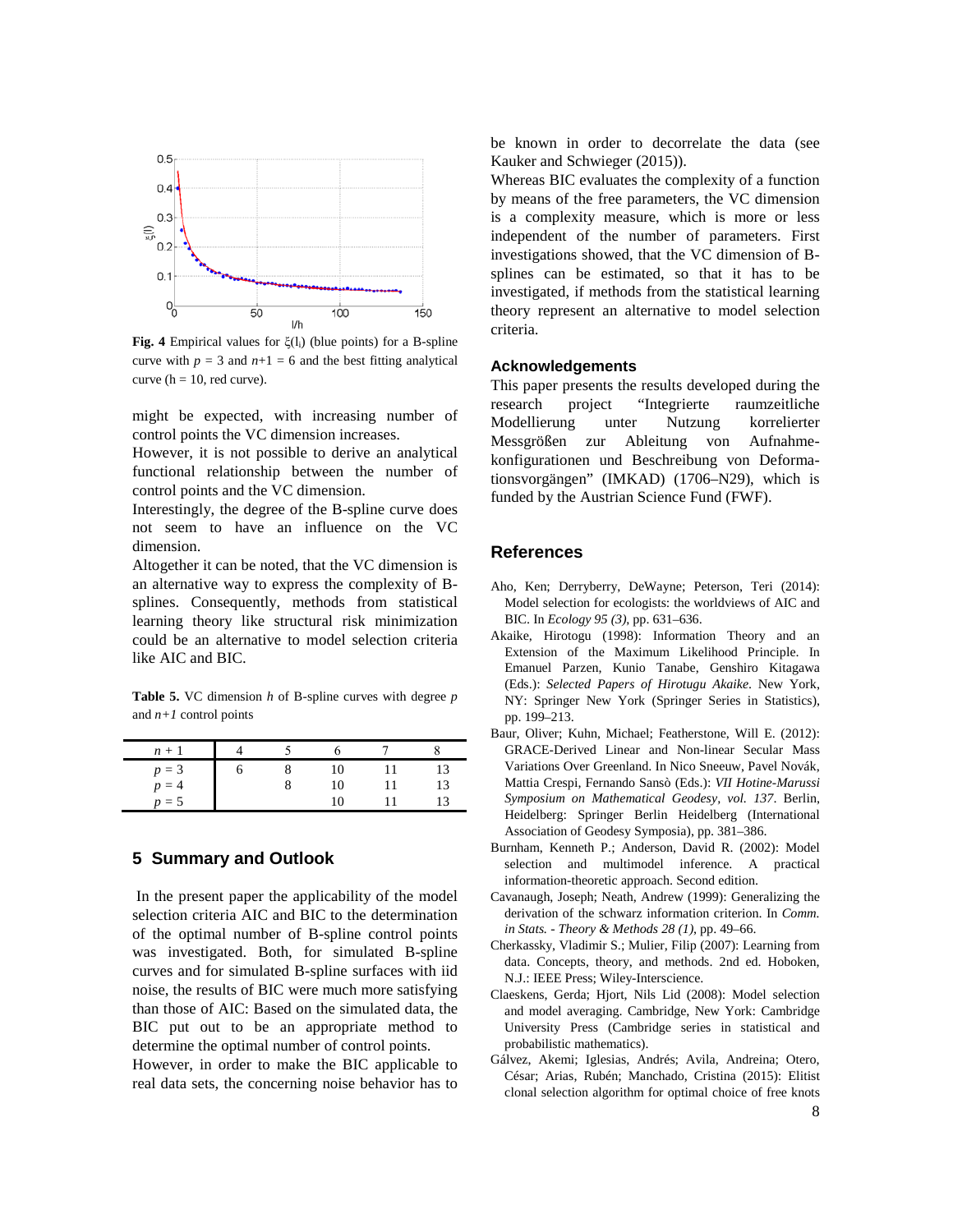**Fig. 4** Empirical values for $\xi(l_i)$ (blue points) for a B-spline curve with $p = 3$ and $n+1 = 6$ and the best fitting analytical curve (h = 10, red curve).

might be expected, with increasing number of control points the VC dimension increases.

However, it is not possible to derive an analytical functional relationship between the number of control points and the VC dimension.

Interestingly, the degree of the B-spline curve does not seem to have an influence on the VC dimension.

Altogether it can be noted, that the VC dimension is an alternative way to express the complexity of B-splines. Consequently, methods from statistical learning theory like structural risk minimization could be an alternative to model selection criteria like AIC and BIC.

**Table 5.** VC dimension $h$ of B-spline curves with degree $p$ and $n+1$ control points

| $n + 1$ | 4 | 5 | 6 | 7 | 8 |
|---|---|---|---|---|---|
| $p = 3$ | 6 | 8 | 10 | 11 | 13 |
| $p = 4$ | | 8 | 10 | 11 | 13 |
| $p = 5$ | | | 10 | 11 | 13 |

## 5 Summary and Outlook

In the present paper the applicability of the model selection criteria AIC and BIC to the determination of the optimal number of B-spline control points was investigated. Both, for simulated B-spline curves and for simulated B-spline surfaces with iid noise, the results of BIC were much more satisfying than those of AIC: Based on the simulated data, the BIC put out to be an appropriate method to determine the optimal number of control points.

However, in order to make the BIC applicable to real data sets, the concerning noise behavior has to be known in order to decorrelate the data (see Kauker and Schwieger (2015)).

Whereas BIC evaluates the complexity of a function by means of the free parameters, the VC dimension is a complexity measure, which is more or less independent of the number of parameters. First investigations showed, that the VC dimension of B-splines can be estimated, so that it has to be investigated, if methods from the statistical learning theory represent an alternative to model selection criteria.

### Acknowledgements

This paper presents the results developed during the research project "Integrierte raumzeitliche Modellierung unter Nutzung korrelierter Messgrößen zur Ableitung von Aufnahme-konfigurationen und Beschreibung von Deformationsvorgängen" (IMKAD) (1706–N29), which is funded by the Austrian Science Fund (FWF).

## References

Aho, Ken; Derryberry, DeWayne; Peterson, Teri (2014): Model selection for ecologists: the worldviews of AIC and BIC. In *Ecology 95 (3)*, pp. 631–636.

Akaike, Hirotogu (1998): Information Theory and an Extension of the Maximum Likelihood Principle. In Emanuel Parzen, Kunio Tanabe, Genshiro Kitagawa (Eds.): *Selected Papers of Hirotugu Akaike*. New York, NY: Springer New York (Springer Series in Statistics), pp. 199–213.

Baur, Oliver; Kuhn, Michael; Featherstone, Will E. (2012): GRACE-Derived Linear and Non-linear Secular Mass Variations Over Greenland. In Nico Sneeuw, Pavel Novák, Mattia Crespi, Fernando Sansò (Eds.): *VII Hotine-Marussi Symposium on Mathematical Geodesy, vol. 137*. Berlin, Heidelberg: Springer Berlin Heidelberg (International Association of Geodesy Symposia), pp. 381–386.

Burnham, Kenneth P.; Anderson, David R. (2002): Model selection and multimodel inference. A practical information-theoretic approach. Second edition.

Cavanaugh, Joseph; Neath, Andrew (1999): Generalizing the derivation of the schwarz information criterion. In *Comm. in Stats. - Theory & Methods 28 (1)*, pp. 49–66.

Cherkassky, Vladimir S.; Mulier, Filip (2007): Learning from data. Concepts, theory, and methods. 2nd ed. Hoboken, N.J.: IEEE Press; Wiley-Interscience.

Claeskens, Gerda; Hjort, Nils Lid (2008): Model selection and model averaging. Cambridge, New York: Cambridge University Press (Cambridge series in statistical and probabilistic mathematics).

Gálvez, Akemi; Iglesias, Andrés; Avila, Andreina; Otero, César; Arias, Rubén; Manchado, Cristina (2015): Elitist clonal selection algorithm for optimal choice of free knots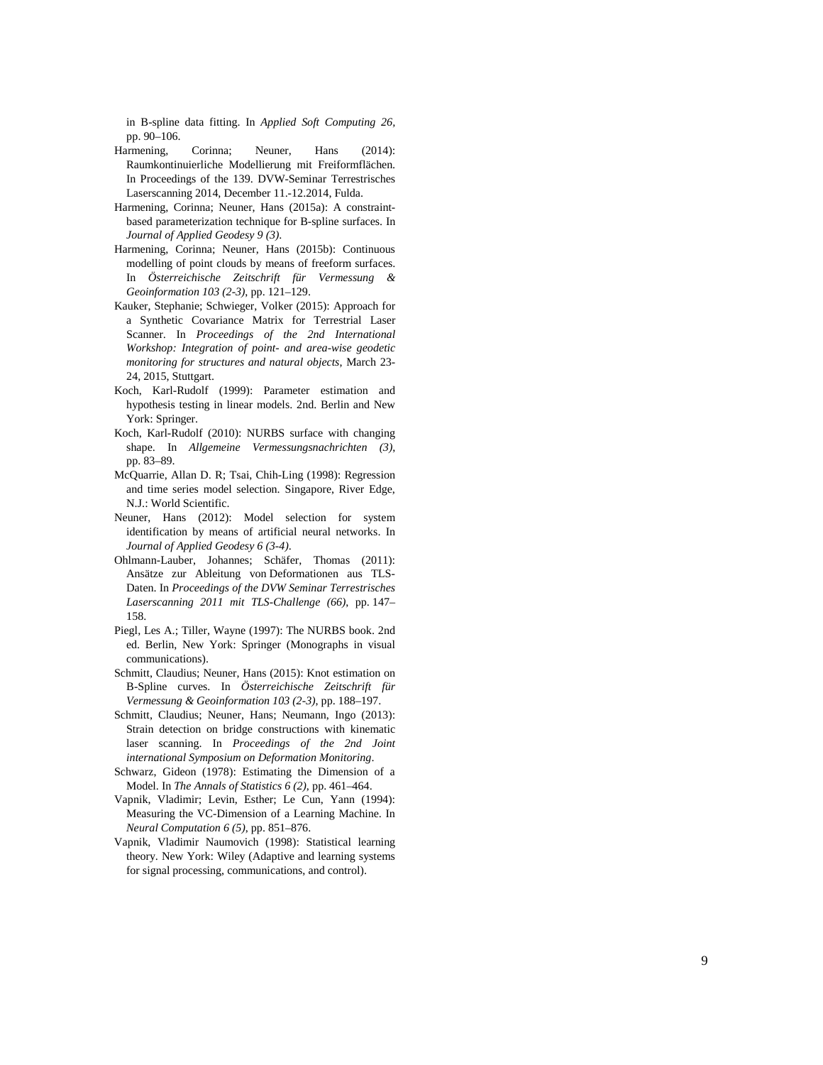in B-spline data fitting. In *Applied Soft Computing 26*, pp. 90–106.

Harmening, Corinna; Neuner, Hans (2014): Raumkontinuierliche Modellierung mit Freiformflächen. In Proceedings of the 139. DVW-Seminar Terrestrisches Laserscanning 2014, December 11.-12.2014, Fulda.

Harmening, Corinna; Neuner, Hans (2015a): A constraint-based parameterization technique for B-spline surfaces. In *Journal of Applied Geodesy 9 (3)*.

Harmening, Corinna; Neuner, Hans (2015b): Continuous modelling of point clouds by means of freeform surfaces. In *Österreichische Zeitschrift für Vermessung & Geoinformation 103 (2-3)*, pp. 121–129.

Kauker, Stephanie; Schwieger, Volker (2015): Approach for a Synthetic Covariance Matrix for Terrestrial Laser Scanner. In *Proceedings of the 2nd International Workshop: Integration of point- and area-wise geodetic monitoring for structures and natural objects*, March 23-24, 2015, Stuttgart.

Koch, Karl-Rudolf (1999): Parameter estimation and hypothesis testing in linear models. 2nd. Berlin and New York: Springer.

Koch, Karl-Rudolf (2010): NURBS surface with changing shape. In *Allgemeine Vermessungsnachrichten (3)*, pp. 83–89.

McQuarrie, Allan D. R; Tsai, Chih-Ling (1998): Regression and time series model selection. Singapore, River Edge, N.J.: World Scientific.

Neuner, Hans (2012): Model selection for system identification by means of artificial neural networks. In *Journal of Applied Geodesy 6 (3-4)*.

Ohlmann-Lauber, Johannes; Schäfer, Thomas (2011): Ansätze zur Ableitung von Deformationen aus TLS-Daten. In *Proceedings of the DVW Seminar Terrestrisches Laserscanning 2011 mit TLS-Challenge (66)*, pp. 147–158.

Piegl, Les A.; Tiller, Wayne (1997): The NURBS book. 2nd ed. Berlin, New York: Springer (Monographs in visual communications).

Schmitt, Claudius; Neuner, Hans (2015): Knot estimation on B-Spline curves. In *Österreichische Zeitschrift für Vermessung & Geoinformation 103 (2-3)*, pp. 188–197.

Schmitt, Claudius; Neuner, Hans; Neumann, Ingo (2013): Strain detection on bridge constructions with kinematic laser scanning. In *Proceedings of the 2nd Joint international Symposium on Deformation Monitoring*.

Schwarz, Gideon (1978): Estimating the Dimension of a Model. In *The Annals of Statistics 6 (2)*, pp. 461–464.

Vapnik, Vladimir; Levin, Esther; Le Cun, Yann (1994): Measuring the VC-Dimension of a Learning Machine. In *Neural Computation 6 (5)*, pp. 851–876.

Vapnik, Vladimir Naumovich (1998): Statistical learning theory. New York: Wiley (Adaptive and learning systems for signal processing, communications, and control).